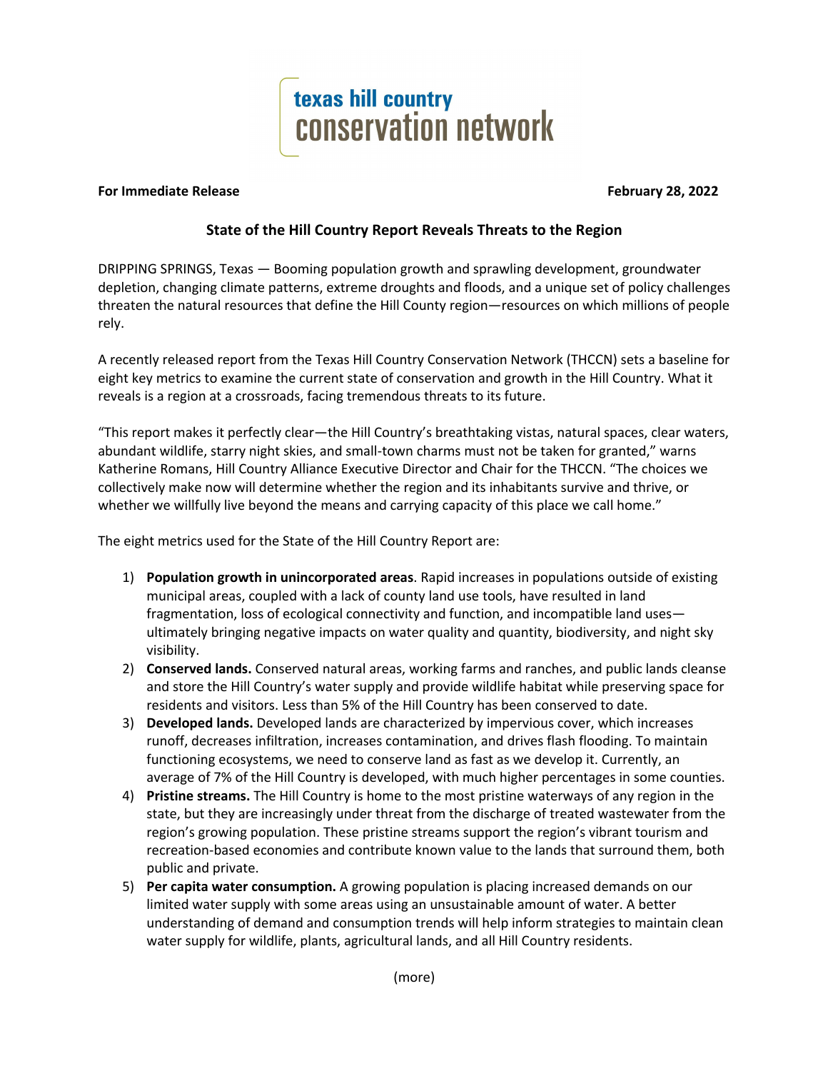texas hill country
conservation network

**For Immediate Release** **February 28, 2022**

## State of the Hill Country Report Reveals Threats to the Region

DRIPPING SPRINGS, Texas — Booming population growth and sprawling development, groundwater depletion, changing climate patterns, extreme droughts and floods, and a unique set of policy challenges threaten the natural resources that define the Hill County region—resources on which millions of people rely.

A recently released report from the Texas Hill Country Conservation Network (THCCN) sets a baseline for eight key metrics to examine the current state of conservation and growth in the Hill Country. What it reveals is a region at a crossroads, facing tremendous threats to its future.

"This report makes it perfectly clear—the Hill Country's breathtaking vistas, natural spaces, clear waters, abundant wildlife, starry night skies, and small-town charms must not be taken for granted," warns Katherine Romans, Hill Country Alliance Executive Director and Chair for the THCCN. "The choices we collectively make now will determine whether the region and its inhabitants survive and thrive, or whether we willfully live beyond the means and carrying capacity of this place we call home."

The eight metrics used for the State of the Hill Country Report are:

1) **Population growth in unincorporated areas**. Rapid increases in populations outside of existing municipal areas, coupled with a lack of county land use tools, have resulted in land fragmentation, loss of ecological connectivity and function, and incompatible land uses—ultimately bringing negative impacts on water quality and quantity, biodiversity, and night sky visibility.
2) **Conserved lands.** Conserved natural areas, working farms and ranches, and public lands cleanse and store the Hill Country's water supply and provide wildlife habitat while preserving space for residents and visitors. Less than 5% of the Hill Country has been conserved to date.
3) **Developed lands.** Developed lands are characterized by impervious cover, which increases runoff, decreases infiltration, increases contamination, and drives flash flooding. To maintain functioning ecosystems, we need to conserve land as fast as we develop it. Currently, an average of 7% of the Hill Country is developed, with much higher percentages in some counties.
4) **Pristine streams.** The Hill Country is home to the most pristine waterways of any region in the state, but they are increasingly under threat from the discharge of treated wastewater from the region's growing population. These pristine streams support the region's vibrant tourism and recreation-based economies and contribute known value to the lands that surround them, both public and private.
5) **Per capita water consumption.** A growing population is placing increased demands on our limited water supply with some areas using an unsustainable amount of water. A better understanding of demand and consumption trends will help inform strategies to maintain clean water supply for wildlife, plants, agricultural lands, and all Hill Country residents.

(more)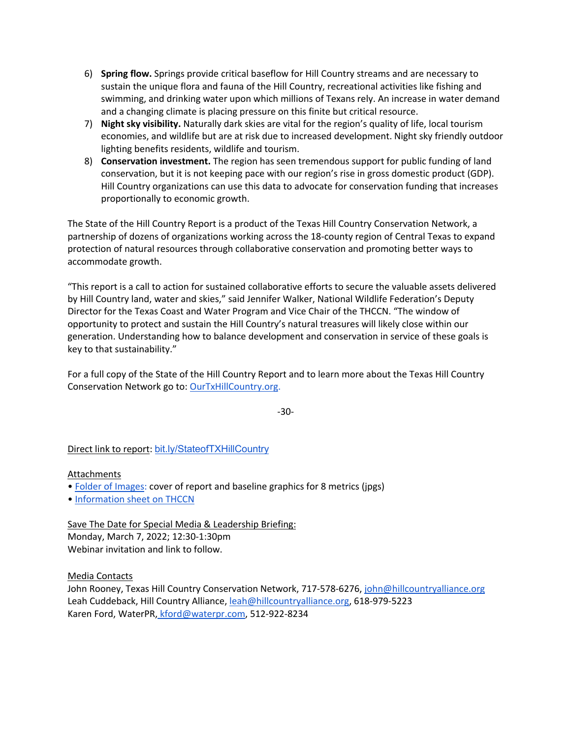6) **Spring flow.** Springs provide critical baseflow for Hill Country streams and are necessary to sustain the unique flora and fauna of the Hill Country, recreational activities like fishing and swimming, and drinking water upon which millions of Texans rely. An increase in water demand and a changing climate is placing pressure on this finite but critical resource.
7) **Night sky visibility.** Naturally dark skies are vital for the region's quality of life, local tourism economies, and wildlife but are at risk due to increased development. Night sky friendly outdoor lighting benefits residents, wildlife and tourism.
8) **Conservation investment.** The region has seen tremendous support for public funding of land conservation, but it is not keeping pace with our region's rise in gross domestic product (GDP). Hill Country organizations can use this data to advocate for conservation funding that increases proportionally to economic growth.

The State of the Hill Country Report is a product of the Texas Hill Country Conservation Network, a partnership of dozens of organizations working across the 18-county region of Central Texas to expand protection of natural resources through collaborative conservation and promoting better ways to accommodate growth.

"This report is a call to action for sustained collaborative efforts to secure the valuable assets delivered by Hill Country land, water and skies," said Jennifer Walker, National Wildlife Federation's Deputy Director for the Texas Coast and Water Program and Vice Chair of the THCCN. "The window of opportunity to protect and sustain the Hill Country's natural treasures will likely close within our generation. Understanding how to balance development and conservation in service of these goals is key to that sustainability."

For a full copy of the State of the Hill Country Report and to learn more about the Texas Hill Country Conservation Network go to: OurTxHillCountry.org.

-30-

Direct link to report: bit.ly/StateofTXHillCountry

Attachments
- Folder of Images: cover of report and baseline graphics for 8 metrics (jpgs)
- Information sheet on THCCN

Save The Date for Special Media & Leadership Briefing:
Monday, March 7, 2022; 12:30-1:30pm
Webinar invitation and link to follow.

Media Contacts
John Rooney, Texas Hill Country Conservation Network, 717-578-6276, john@hillcountryalliance.org
Leah Cuddeback, Hill Country Alliance, leah@hillcountryalliance.org, 618-979-5223
Karen Ford, WaterPR, kford@waterpr.com, 512-922-8234